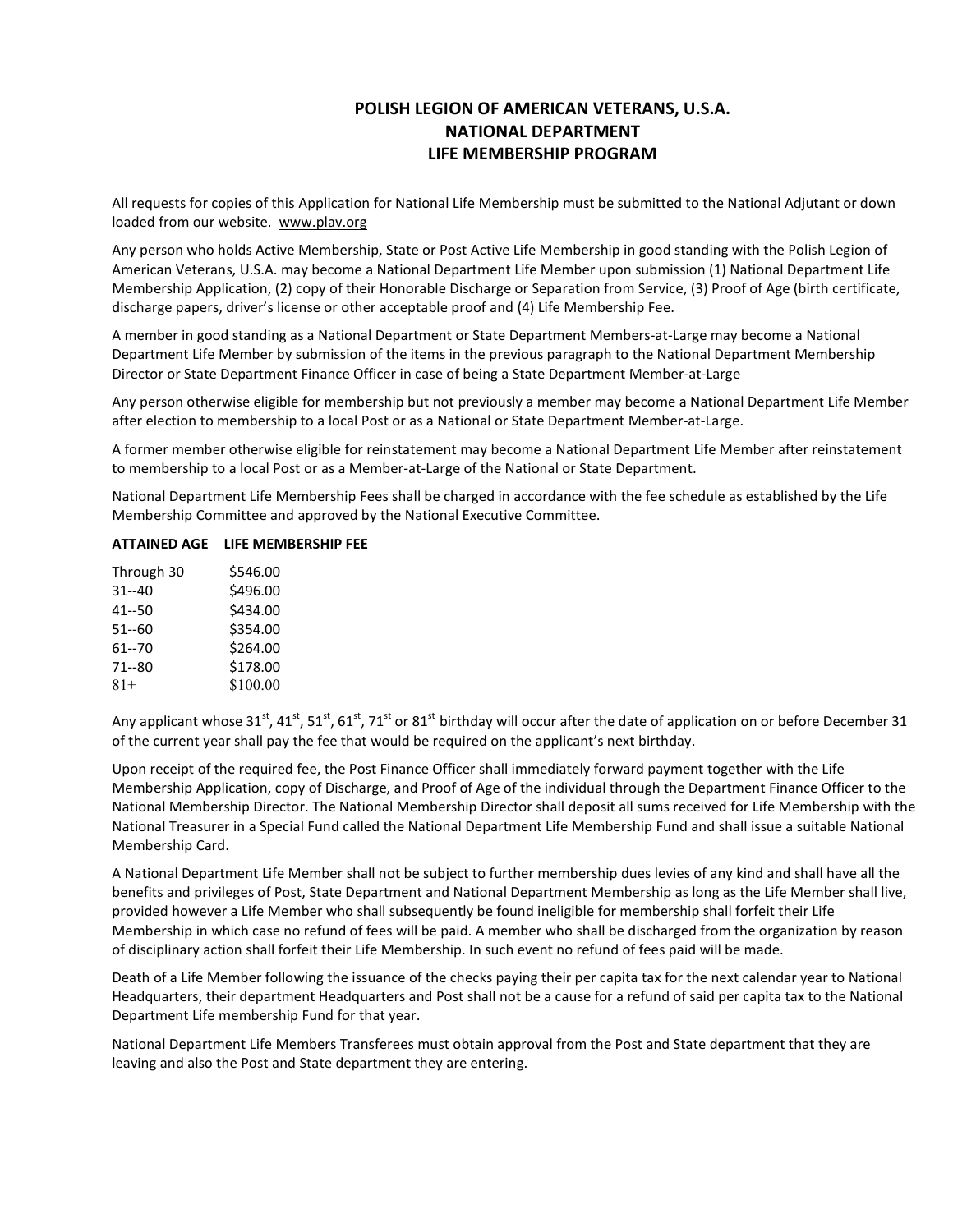# POLISH LEGION OF AMERICAN VETERANS, U.S.A.
# NATIONAL DEPARTMENT
# LIFE MEMBERSHIP PROGRAM

All requests for copies of this Application for National Life Membership must be submitted to the National Adjutant or down loaded from our website. www.plav.org

Any person who holds Active Membership, State or Post Active Life Membership in good standing with the Polish Legion of American Veterans, U.S.A. may become a National Department Life Member upon submission (1) National Department Life Membership Application, (2) copy of their Honorable Discharge or Separation from Service, (3) Proof of Age (birth certificate, discharge papers, driver's license or other acceptable proof and (4) Life Membership Fee.

A member in good standing as a National Department or State Department Members-at-Large may become a National Department Life Member by submission of the items in the previous paragraph to the National Department Membership Director or State Department Finance Officer in case of being a State Department Member-at-Large

Any person otherwise eligible for membership but not previously a member may become a National Department Life Member after election to membership to a local Post or as a National or State Department Member-at-Large.

A former member otherwise eligible for reinstatement may become a National Department Life Member after reinstatement to membership to a local Post or as a Member-at-Large of the National or State Department.

National Department Life Membership Fees shall be charged in accordance with the fee schedule as established by the Life Membership Committee and approved by the National Executive Committee.

| ATTAINED AGE | LIFE MEMBERSHIP FEE |
|---|---|
| Through 30 | $546.00 |
| 31--40 | $496.00 |
| 41--50 | $434.00 |
| 51--60 | $354.00 |
| 61--70 | $264.00 |
| 71--80 | $178.00 |
| 81+ | $100.00 |

Any applicant whose 31st, 41st, 51st, 61st, 71st or 81st birthday will occur after the date of application on or before December 31 of the current year shall pay the fee that would be required on the applicant's next birthday.

Upon receipt of the required fee, the Post Finance Officer shall immediately forward payment together with the Life Membership Application, copy of Discharge, and Proof of Age of the individual through the Department Finance Officer to the National Membership Director. The National Membership Director shall deposit all sums received for Life Membership with the National Treasurer in a Special Fund called the National Department Life Membership Fund and shall issue a suitable National Membership Card.

A National Department Life Member shall not be subject to further membership dues levies of any kind and shall have all the benefits and privileges of Post, State Department and National Department Membership as long as the Life Member shall live, provided however a Life Member who shall subsequently be found ineligible for membership shall forfeit their Life Membership in which case no refund of fees will be paid. A member who shall be discharged from the organization by reason of disciplinary action shall forfeit their Life Membership. In such event no refund of fees paid will be made.

Death of a Life Member following the issuance of the checks paying their per capita tax for the next calendar year to National Headquarters, their department Headquarters and Post shall not be a cause for a refund of said per capita tax to the National Department Life membership Fund for that year.

National Department Life Members Transferees must obtain approval from the Post and State department that they are leaving and also the Post and State department they are entering.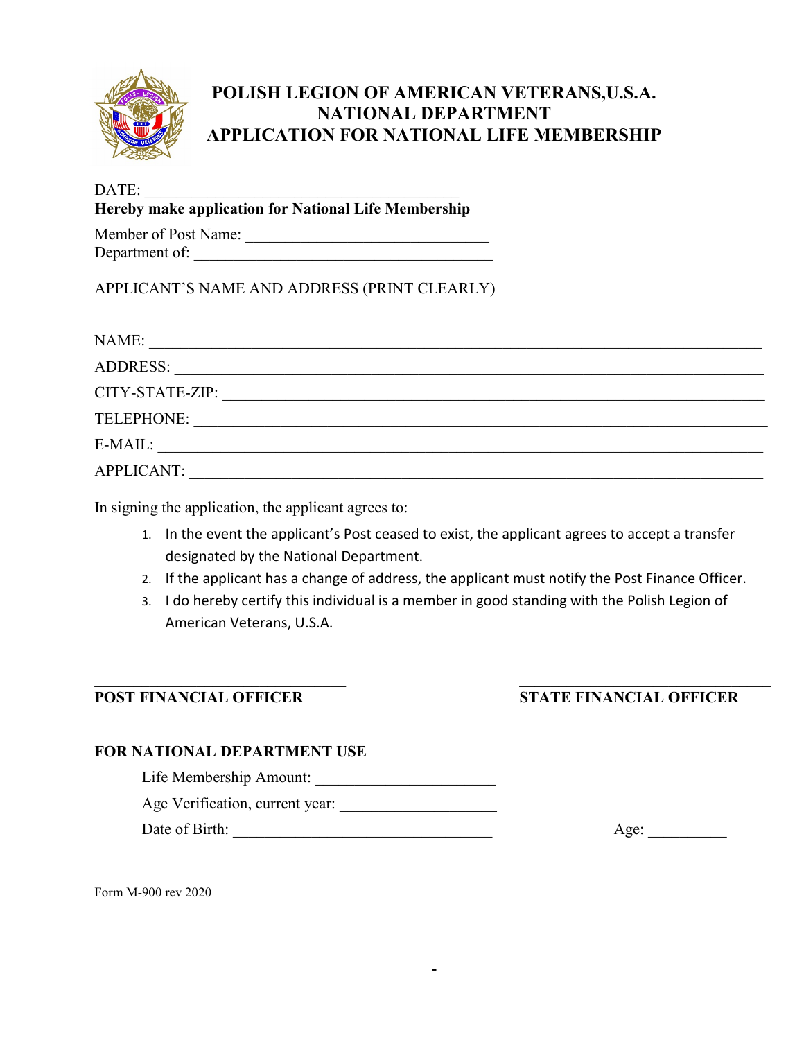# POLISH LEGION OF AMERICAN VETERANS,U.S.A.
## NATIONAL DEPARTMENT
## APPLICATION FOR NATIONAL LIFE MEMBERSHIP

DATE: ________________________________________

**Hereby make application for National Life Membership**

Member of Post Name: ______________________________
Department of: ______________________________________

APPLICANT'S NAME AND ADDRESS (PRINT CLEARLY)

NAME: ______________________________________________________________________________

ADDRESS: ___________________________________________________________________________

CITY-STATE-ZIP: _____________________________________________________________________

TELEPHONE: _________________________________________________________________________

E-MAIL: ____________________________________________________________________________

APPLICANT: _________________________________________________________________________

In signing the application, the applicant agrees to:

1. In the event the applicant's Post ceased to exist, the applicant agrees to accept a transfer designated by the National Department.
2. If the applicant has a change of address, the applicant must notify the Post Finance Officer.
3. I do hereby certify this individual is a member in good standing with the Polish Legion of American Veterans, U.S.A.

________________________________ ________________________________

**POST FINANCIAL OFFICER** **STATE FINANCIAL OFFICER**

**FOR NATIONAL DEPARTMENT USE**

Life Membership Amount: ______________________

Age Verification, current year: ___________________

Date of Birth: _________________________________ Age: __________

Form M-900 rev 2020